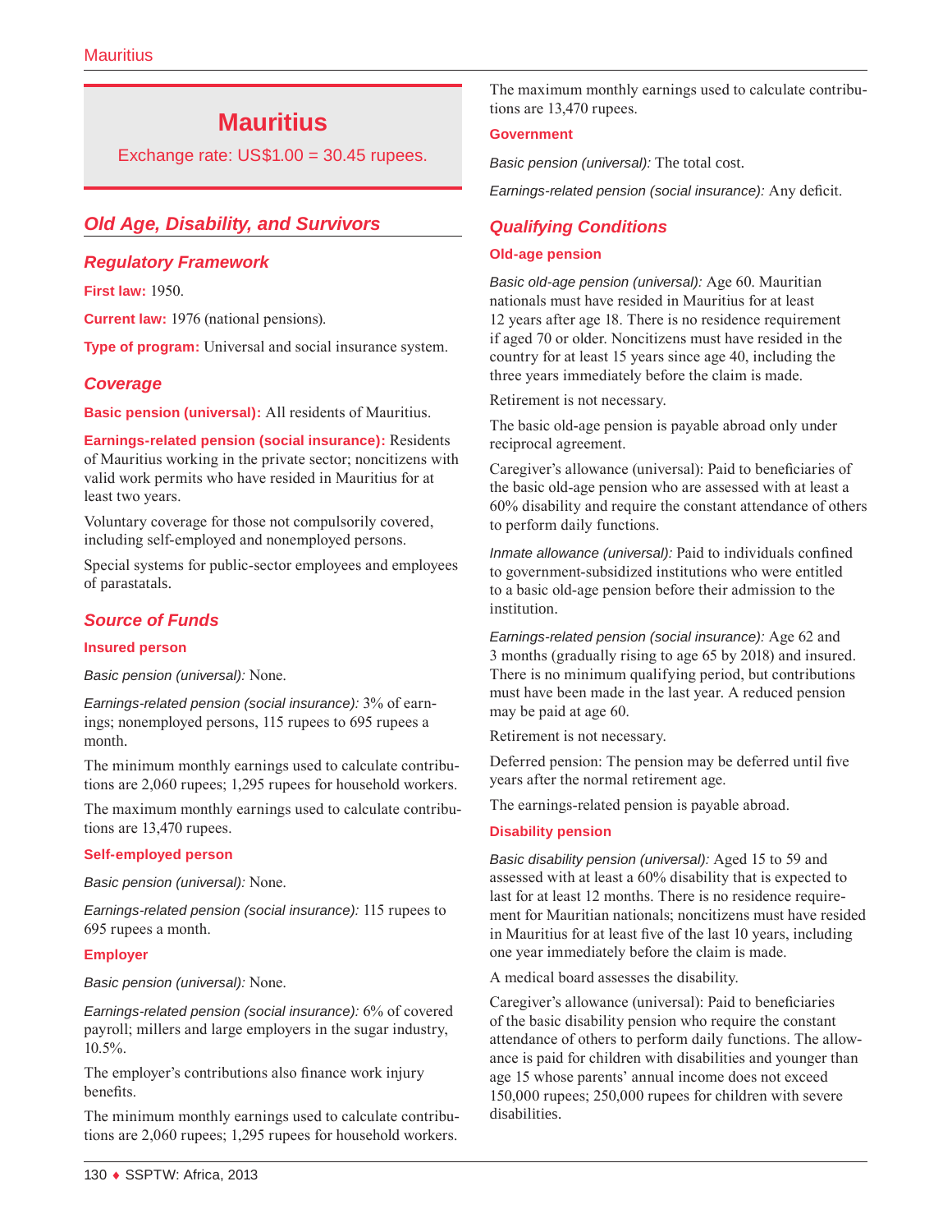# Mauritius

Exchange rate: US$1.00 = 30.45 rupees.

## Old Age, Disability, and Survivors

### Regulatory Framework

**First law:** 1950.

**Current law:** 1976 (national pensions).

**Type of program:** Universal and social insurance system.

### Coverage

**Basic pension (universal):** All residents of Mauritius.

**Earnings-related pension (social insurance):** Residents of Mauritius working in the private sector; noncitizens with valid work permits who have resided in Mauritius for at least two years.

Voluntary coverage for those not compulsorily covered, including self-employed and nonemployed persons.

Special systems for public-sector employees and employees of parastatals.

### Source of Funds

#### Insured person

*Basic pension (universal):* None.

*Earnings-related pension (social insurance):* 3% of earnings; nonemployed persons, 115 rupees to 695 rupees a month.

The minimum monthly earnings used to calculate contributions are 2,060 rupees; 1,295 rupees for household workers.

The maximum monthly earnings used to calculate contributions are 13,470 rupees.

#### Self-employed person

*Basic pension (universal):* None.

*Earnings-related pension (social insurance):* 115 rupees to 695 rupees a month.

#### Employer

*Basic pension (universal):* None.

*Earnings-related pension (social insurance):* 6% of covered payroll; millers and large employers in the sugar industry, 10.5%.

The employer's contributions also finance work injury benefits.

The minimum monthly earnings used to calculate contributions are 2,060 rupees; 1,295 rupees for household workers.

The maximum monthly earnings used to calculate contributions are 13,470 rupees.

#### Government

*Basic pension (universal):* The total cost.

*Earnings-related pension (social insurance):* Any deficit.

### Qualifying Conditions

#### Old-age pension

*Basic old-age pension (universal):* Age 60. Mauritian nationals must have resided in Mauritius for at least 12 years after age 18. There is no residence requirement if aged 70 or older. Noncitizens must have resided in the country for at least 15 years since age 40, including the three years immediately before the claim is made.

Retirement is not necessary.

The basic old-age pension is payable abroad only under reciprocal agreement.

Caregiver's allowance (universal): Paid to beneficiaries of the basic old-age pension who are assessed with at least a 60% disability and require the constant attendance of others to perform daily functions.

*Inmate allowance (universal):* Paid to individuals confined to government-subsidized institutions who were entitled to a basic old-age pension before their admission to the institution.

*Earnings-related pension (social insurance):* Age 62 and 3 months (gradually rising to age 65 by 2018) and insured. There is no minimum qualifying period, but contributions must have been made in the last year. A reduced pension may be paid at age 60.

Retirement is not necessary.

Deferred pension: The pension may be deferred until five years after the normal retirement age.

The earnings-related pension is payable abroad.

#### Disability pension

*Basic disability pension (universal):* Aged 15 to 59 and assessed with at least a 60% disability that is expected to last for at least 12 months. There is no residence requirement for Mauritian nationals; noncitizens must have resided in Mauritius for at least five of the last 10 years, including one year immediately before the claim is made.

A medical board assesses the disability.

Caregiver's allowance (universal): Paid to beneficiaries of the basic disability pension who require the constant attendance of others to perform daily functions. The allowance is paid for children with disabilities and younger than age 15 whose parents' annual income does not exceed 150,000 rupees; 250,000 rupees for children with severe disabilities.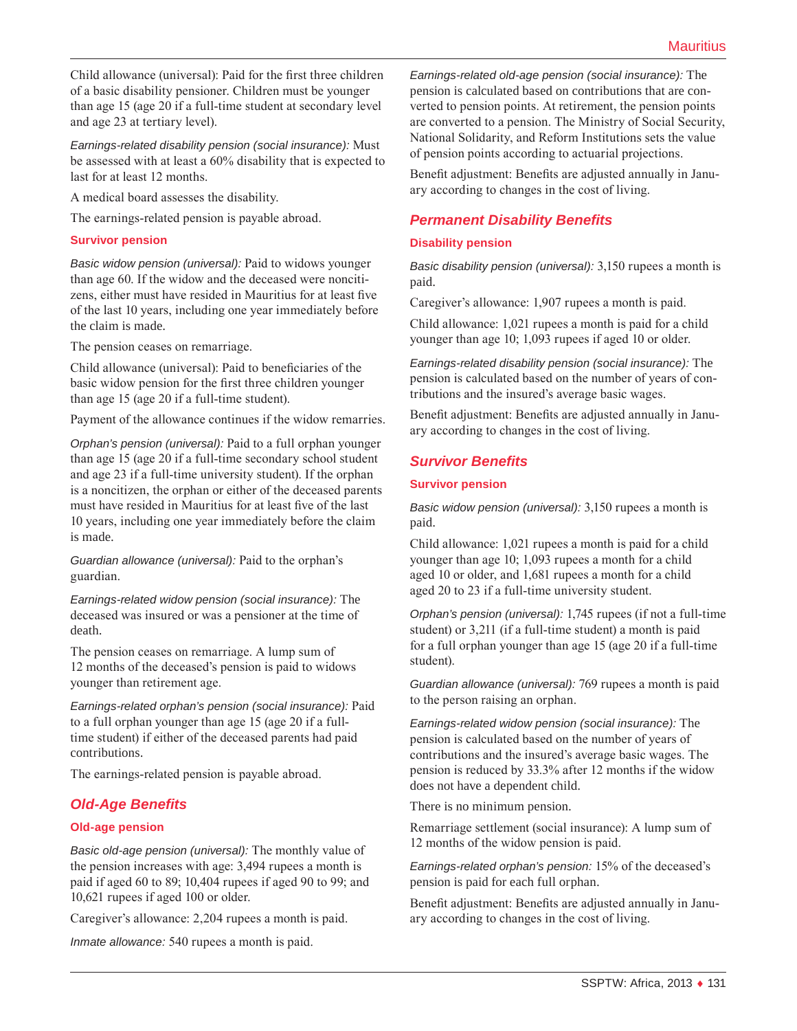Child allowance (universal): Paid for the first three children of a basic disability pensioner. Children must be younger than age 15 (age 20 if a full-time student at secondary level and age 23 at tertiary level).

*Earnings-related disability pension (social insurance):* Must be assessed with at least a 60% disability that is expected to last for at least 12 months.

A medical board assesses the disability.

The earnings-related pension is payable abroad.

#### Survivor pension

*Basic widow pension (universal):* Paid to widows younger than age 60. If the widow and the deceased were noncitizens, either must have resided in Mauritius for at least five of the last 10 years, including one year immediately before the claim is made.

The pension ceases on remarriage.

Child allowance (universal): Paid to beneficiaries of the basic widow pension for the first three children younger than age 15 (age 20 if a full-time student).

Payment of the allowance continues if the widow remarries.

*Orphan's pension (universal):* Paid to a full orphan younger than age 15 (age 20 if a full-time secondary school student and age 23 if a full-time university student). If the orphan is a noncitizen, the orphan or either of the deceased parents must have resided in Mauritius for at least five of the last 10 years, including one year immediately before the claim is made.

*Guardian allowance (universal):* Paid to the orphan's guardian.

*Earnings-related widow pension (social insurance):* The deceased was insured or was a pensioner at the time of death.

The pension ceases on remarriage. A lump sum of 12 months of the deceased's pension is paid to widows younger than retirement age.

*Earnings-related orphan's pension (social insurance):* Paid to a full orphan younger than age 15 (age 20 if a full-time student) if either of the deceased parents had paid contributions.

The earnings-related pension is payable abroad.

### Old-Age Benefits

#### Old-age pension

*Basic old-age pension (universal):* The monthly value of the pension increases with age: 3,494 rupees a month is paid if aged 60 to 89; 10,404 rupees if aged 90 to 99; and 10,621 rupees if aged 100 or older.

Caregiver's allowance: 2,204 rupees a month is paid.

*Inmate allowance:* 540 rupees a month is paid.

*Earnings-related old-age pension (social insurance):* The pension is calculated based on contributions that are converted to pension points. At retirement, the pension points are converted to a pension. The Ministry of Social Security, National Solidarity, and Reform Institutions sets the value of pension points according to actuarial projections.

Benefit adjustment: Benefits are adjusted annually in January according to changes in the cost of living.

### Permanent Disability Benefits

#### Disability pension

*Basic disability pension (universal):* 3,150 rupees a month is paid.

Caregiver's allowance: 1,907 rupees a month is paid.

Child allowance: 1,021 rupees a month is paid for a child younger than age 10; 1,093 rupees if aged 10 or older.

*Earnings-related disability pension (social insurance):* The pension is calculated based on the number of years of contributions and the insured's average basic wages.

Benefit adjustment: Benefits are adjusted annually in January according to changes in the cost of living.

### Survivor Benefits

#### Survivor pension

*Basic widow pension (universal):* 3,150 rupees a month is paid.

Child allowance: 1,021 rupees a month is paid for a child younger than age 10; 1,093 rupees a month for a child aged 10 or older, and 1,681 rupees a month for a child aged 20 to 23 if a full-time university student.

*Orphan's pension (universal):* 1,745 rupees (if not a full-time student) or 3,211 (if a full-time student) a month is paid for a full orphan younger than age 15 (age 20 if a full-time student).

*Guardian allowance (universal):* 769 rupees a month is paid to the person raising an orphan.

*Earnings-related widow pension (social insurance):* The pension is calculated based on the number of years of contributions and the insured's average basic wages. The pension is reduced by 33.3% after 12 months if the widow does not have a dependent child.

There is no minimum pension.

Remarriage settlement (social insurance): A lump sum of 12 months of the widow pension is paid.

*Earnings-related orphan's pension:* 15% of the deceased's pension is paid for each full orphan.

Benefit adjustment: Benefits are adjusted annually in January according to changes in the cost of living.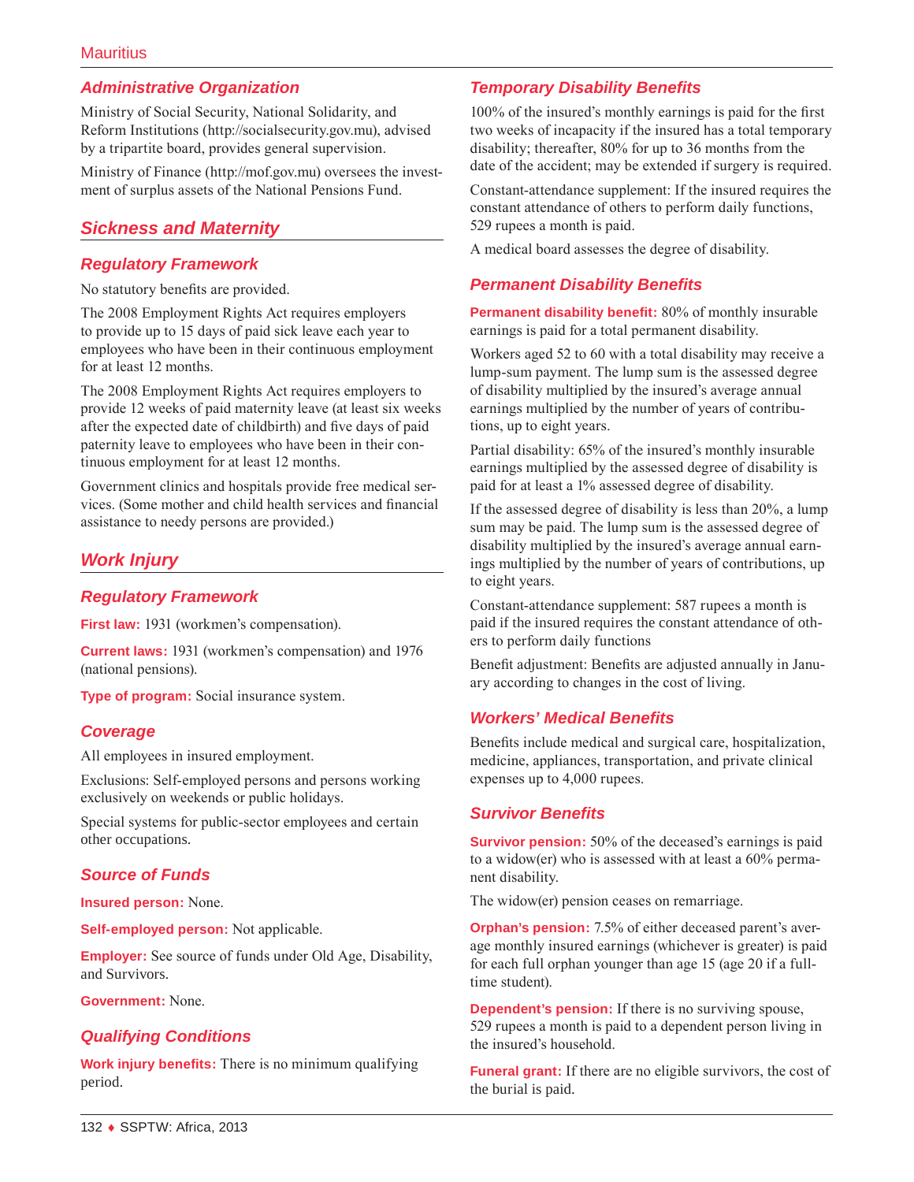### Administrative Organization

Ministry of Social Security, National Solidarity, and Reform Institutions (http://socialsecurity.gov.mu), advised by a tripartite board, provides general supervision.

Ministry of Finance (http://mof.gov.mu) oversees the investment of surplus assets of the National Pensions Fund.

## Sickness and Maternity

### Regulatory Framework

No statutory benefits are provided.

The 2008 Employment Rights Act requires employers to provide up to 15 days of paid sick leave each year to employees who have been in their continuous employment for at least 12 months.

The 2008 Employment Rights Act requires employers to provide 12 weeks of paid maternity leave (at least six weeks after the expected date of childbirth) and five days of paid paternity leave to employees who have been in their continuous employment for at least 12 months.

Government clinics and hospitals provide free medical services. (Some mother and child health services and financial assistance to needy persons are provided.)

## Work Injury

### Regulatory Framework

**First law:** 1931 (workmen's compensation).

**Current laws:** 1931 (workmen's compensation) and 1976 (national pensions).

**Type of program:** Social insurance system.

### Coverage

All employees in insured employment.

Exclusions: Self-employed persons and persons working exclusively on weekends or public holidays.

Special systems for public-sector employees and certain other occupations.

### Source of Funds

**Insured person:** None.

**Self-employed person:** Not applicable.

**Employer:** See source of funds under Old Age, Disability, and Survivors.

**Government:** None.

### Qualifying Conditions

**Work injury benefits:** There is no minimum qualifying period.

### Temporary Disability Benefits

100% of the insured's monthly earnings is paid for the first two weeks of incapacity if the insured has a total temporary disability; thereafter, 80% for up to 36 months from the date of the accident; may be extended if surgery is required.

Constant-attendance supplement: If the insured requires the constant attendance of others to perform daily functions, 529 rupees a month is paid.

A medical board assesses the degree of disability.

### Permanent Disability Benefits

**Permanent disability benefit:** 80% of monthly insurable earnings is paid for a total permanent disability.

Workers aged 52 to 60 with a total disability may receive a lump-sum payment. The lump sum is the assessed degree of disability multiplied by the insured's average annual earnings multiplied by the number of years of contributions, up to eight years.

Partial disability: 65% of the insured's monthly insurable earnings multiplied by the assessed degree of disability is paid for at least a 1% assessed degree of disability.

If the assessed degree of disability is less than 20%, a lump sum may be paid. The lump sum is the assessed degree of disability multiplied by the insured's average annual earnings multiplied by the number of years of contributions, up to eight years.

Constant-attendance supplement: 587 rupees a month is paid if the insured requires the constant attendance of others to perform daily functions

Benefit adjustment: Benefits are adjusted annually in January according to changes in the cost of living.

### Workers' Medical Benefits

Benefits include medical and surgical care, hospitalization, medicine, appliances, transportation, and private clinical expenses up to 4,000 rupees.

### Survivor Benefits

**Survivor pension:** 50% of the deceased's earnings is paid to a widow(er) who is assessed with at least a 60% permanent disability.

The widow(er) pension ceases on remarriage.

**Orphan's pension:** 7.5% of either deceased parent's average monthly insured earnings (whichever is greater) is paid for each full orphan younger than age 15 (age 20 if a full-time student).

**Dependent's pension:** If there is no surviving spouse, 529 rupees a month is paid to a dependent person living in the insured's household.

**Funeral grant:** If there are no eligible survivors, the cost of the burial is paid.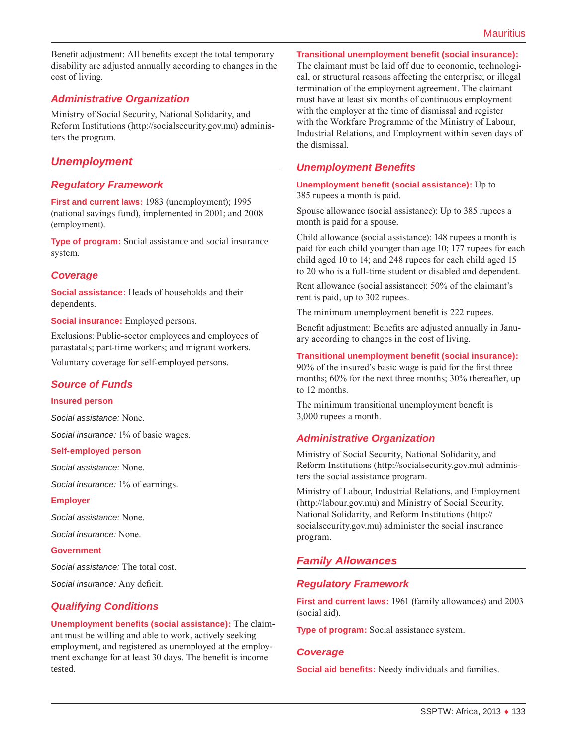Benefit adjustment: All benefits except the total temporary disability are adjusted annually according to changes in the cost of living.

### Administrative Organization

Ministry of Social Security, National Solidarity, and Reform Institutions (http://socialsecurity.gov.mu) administers the program.

## Unemployment

### Regulatory Framework

**First and current laws:** 1983 (unemployment); 1995 (national savings fund), implemented in 2001; and 2008 (employment).

**Type of program:** Social assistance and social insurance system.

### Coverage

**Social assistance:** Heads of households and their dependents.

**Social insurance:** Employed persons.

Exclusions: Public-sector employees and employees of parastatals; part-time workers; and migrant workers.

Voluntary coverage for self-employed persons.

### Source of Funds

**Insured person**

*Social assistance:* None.

*Social insurance:* 1% of basic wages.

**Self-employed person**

*Social assistance:* None.

*Social insurance:* 1% of earnings.

**Employer**

*Social assistance:* None.

*Social insurance:* None.

**Government**

*Social assistance:* The total cost.

*Social insurance:* Any deficit.

### Qualifying Conditions

**Unemployment benefits (social assistance):** The claimant must be willing and able to work, actively seeking employment, and registered as unemployed at the employment exchange for at least 30 days. The benefit is income tested.

**Transitional unemployment benefit (social insurance):** The claimant must be laid off due to economic, technological, or structural reasons affecting the enterprise; or illegal termination of the employment agreement. The claimant must have at least six months of continuous employment with the employer at the time of dismissal and register with the Workfare Programme of the Ministry of Labour, Industrial Relations, and Employment within seven days of the dismissal.

### Unemployment Benefits

**Unemployment benefit (social assistance):** Up to 385 rupees a month is paid.

Spouse allowance (social assistance): Up to 385 rupees a month is paid for a spouse.

Child allowance (social assistance): 148 rupees a month is paid for each child younger than age 10; 177 rupees for each child aged 10 to 14; and 248 rupees for each child aged 15 to 20 who is a full-time student or disabled and dependent.

Rent allowance (social assistance): 50% of the claimant's rent is paid, up to 302 rupees.

The minimum unemployment benefit is 222 rupees.

Benefit adjustment: Benefits are adjusted annually in January according to changes in the cost of living.

**Transitional unemployment benefit (social insurance):** 90% of the insured's basic wage is paid for the first three months; 60% for the next three months; 30% thereafter, up to 12 months.

The minimum transitional unemployment benefit is 3,000 rupees a month.

### Administrative Organization

Ministry of Social Security, National Solidarity, and Reform Institutions (http://socialsecurity.gov.mu) administers the social assistance program.

Ministry of Labour, Industrial Relations, and Employment (http://labour.gov.mu) and Ministry of Social Security, National Solidarity, and Reform Institutions (http://socialsecurity.gov.mu) administer the social insurance program.

## Family Allowances

### Regulatory Framework

**First and current laws:** 1961 (family allowances) and 2003 (social aid).

**Type of program:** Social assistance system.

### Coverage

**Social aid benefits:** Needy individuals and families.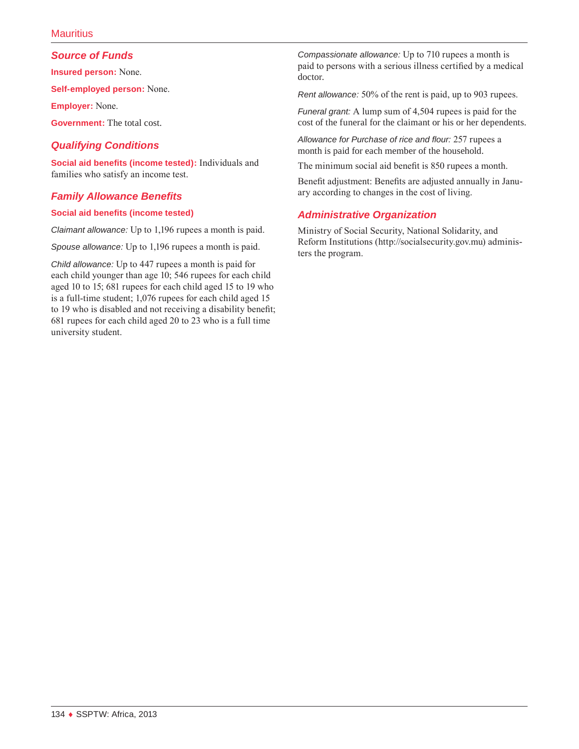### *Source of Funds*

**Insured person:** None.

**Self-employed person:** None.

**Employer:** None.

**Government:** The total cost.

### *Qualifying Conditions*

**Social aid benefits (income tested):** Individuals and families who satisfy an income test.

### *Family Allowance Benefits*

**Social aid benefits (income tested)**

*Claimant allowance:* Up to 1,196 rupees a month is paid.

*Spouse allowance:* Up to 1,196 rupees a month is paid.

*Child allowance:* Up to 447 rupees a month is paid for each child younger than age 10; 546 rupees for each child aged 10 to 15; 681 rupees for each child aged 15 to 19 who is a full-time student; 1,076 rupees for each child aged 15 to 19 who is disabled and not receiving a disability benefit; 681 rupees for each child aged 20 to 23 who is a full time university student.

*Compassionate allowance:* Up to 710 rupees a month is paid to persons with a serious illness certified by a medical doctor.

*Rent allowance:* 50% of the rent is paid, up to 903 rupees.

*Funeral grant:* A lump sum of 4,504 rupees is paid for the cost of the funeral for the claimant or his or her dependents.

*Allowance for Purchase of rice and flour:* 257 rupees a month is paid for each member of the household.

The minimum social aid benefit is 850 rupees a month.

Benefit adjustment: Benefits are adjusted annually in January according to changes in the cost of living.

### *Administrative Organization*

Ministry of Social Security, National Solidarity, and Reform Institutions (http://socialsecurity.gov.mu) administers the program.